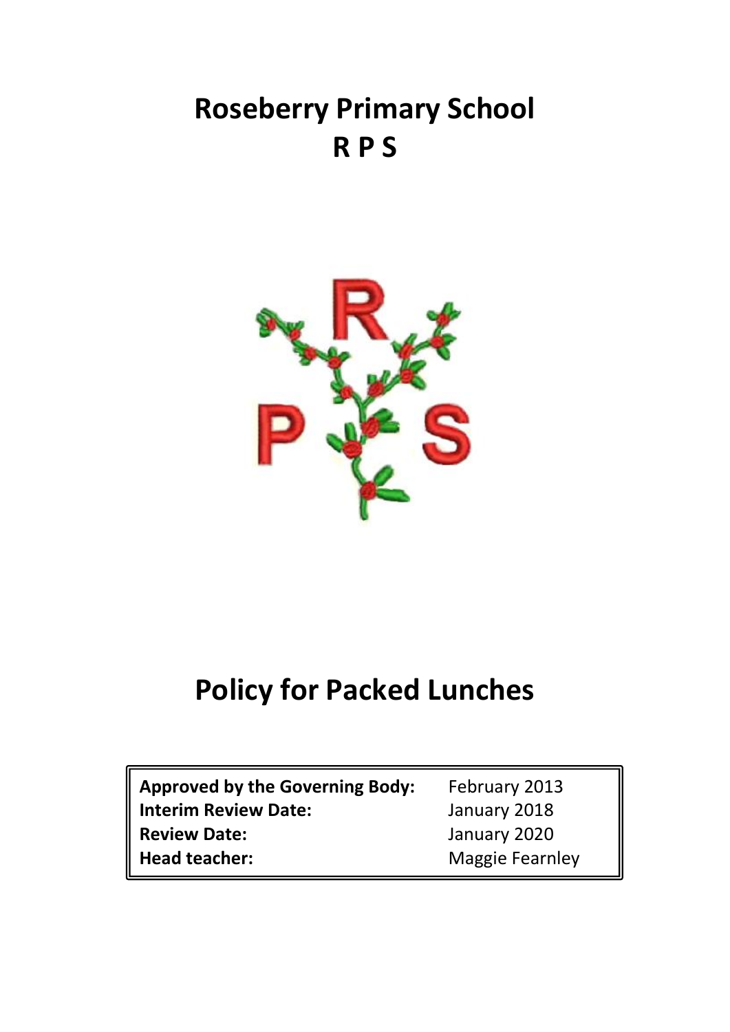# Roseberry Primary School
# R P S

# Policy for Packed Lunches

| | |
|---|---|
| **Approved by the Governing Body:** | February 2013 |
| **Interim Review Date:** | January 2018 |
| **Review Date:** | January 2020 |
| **Head teacher:** | Maggie Fearnley |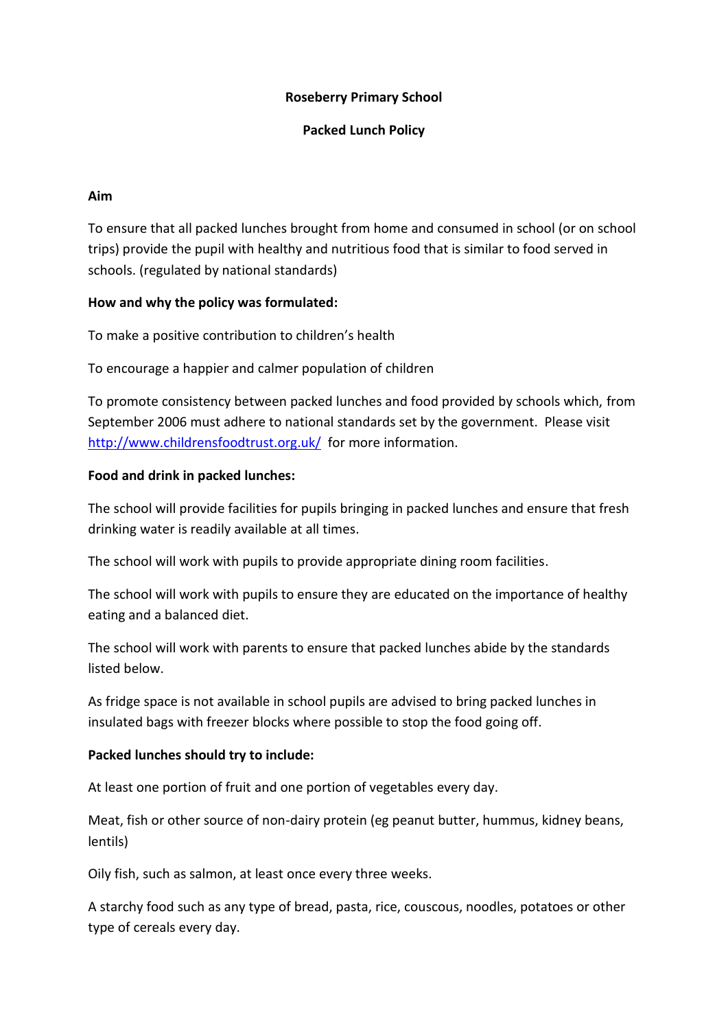**Roseberry Primary School**

**Packed Lunch Policy**

**Aim**

To ensure that all packed lunches brought from home and consumed in school (or on school trips) provide the pupil with healthy and nutritious food that is similar to food served in schools. (regulated by national standards)

**How and why the policy was formulated:**

To make a positive contribution to children's health

To encourage a happier and calmer population of children

To promote consistency between packed lunches and food provided by schools which, from September 2006 must adhere to national standards set by the government. Please visit [http://www.childrensfoodtrust.org.uk/](http://www.childrensfoodtrust.org.uk/) for more information.

**Food and drink in packed lunches:**

The school will provide facilities for pupils bringing in packed lunches and ensure that fresh drinking water is readily available at all times.

The school will work with pupils to provide appropriate dining room facilities.

The school will work with pupils to ensure they are educated on the importance of healthy eating and a balanced diet.

The school will work with parents to ensure that packed lunches abide by the standards listed below.

As fridge space is not available in school pupils are advised to bring packed lunches in insulated bags with freezer blocks where possible to stop the food going off.

**Packed lunches should try to include:**

At least one portion of fruit and one portion of vegetables every day.

Meat, fish or other source of non-dairy protein (eg peanut butter, hummus, kidney beans, lentils)

Oily fish, such as salmon, at least once every three weeks.

A starchy food such as any type of bread, pasta, rice, couscous, noodles, potatoes or other type of cereals every day.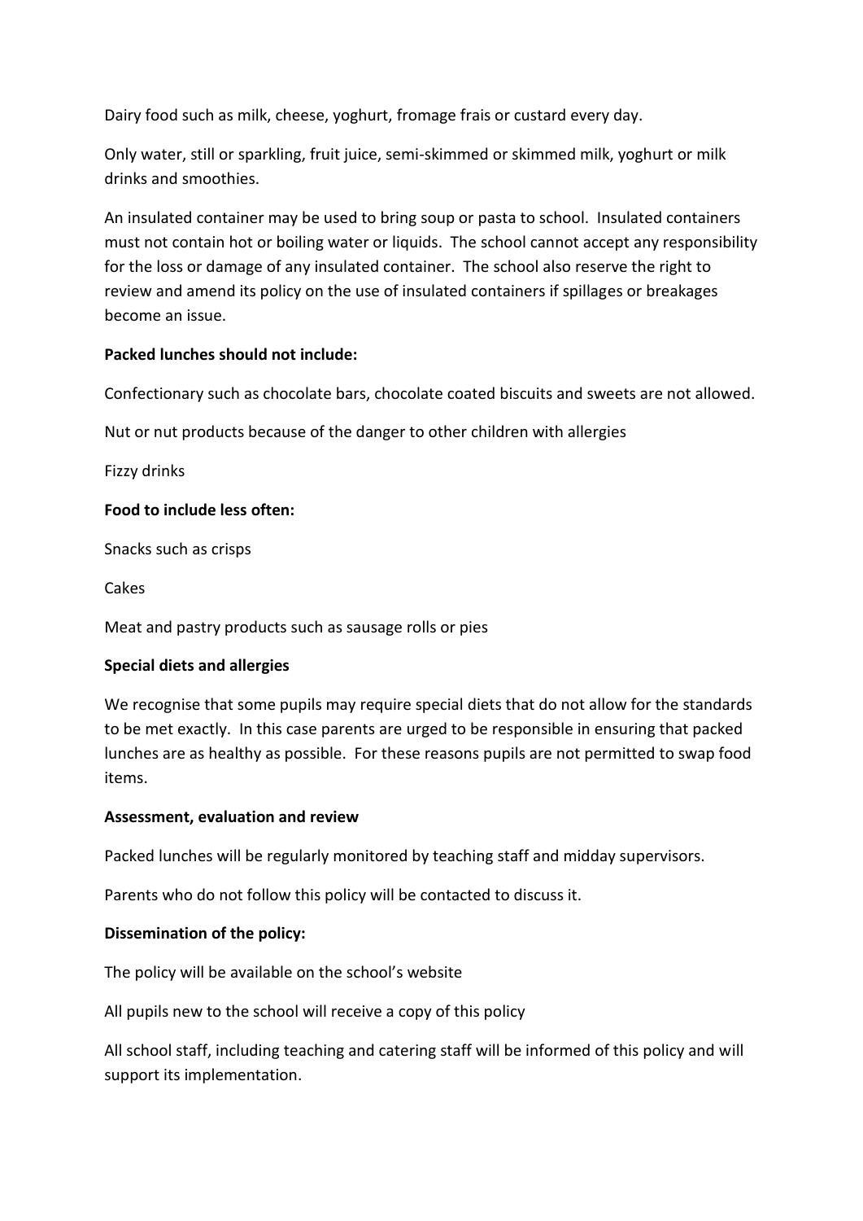Dairy food such as milk, cheese, yoghurt, fromage frais or custard every day.

Only water, still or sparkling, fruit juice, semi-skimmed or skimmed milk, yoghurt or milk drinks and smoothies.

An insulated container may be used to bring soup or pasta to school. Insulated containers must not contain hot or boiling water or liquids. The school cannot accept any responsibility for the loss or damage of any insulated container. The school also reserve the right to review and amend its policy on the use of insulated containers if spillages or breakages become an issue.

**Packed lunches should not include:**

Confectionary such as chocolate bars, chocolate coated biscuits and sweets are not allowed.

Nut or nut products because of the danger to other children with allergies

Fizzy drinks

**Food to include less often:**

Snacks such as crisps

Cakes

Meat and pastry products such as sausage rolls or pies

**Special diets and allergies**

We recognise that some pupils may require special diets that do not allow for the standards to be met exactly. In this case parents are urged to be responsible in ensuring that packed lunches are as healthy as possible. For these reasons pupils are not permitted to swap food items.

**Assessment, evaluation and review**

Packed lunches will be regularly monitored by teaching staff and midday supervisors.

Parents who do not follow this policy will be contacted to discuss it.

**Dissemination of the policy:**

The policy will be available on the school's website

All pupils new to the school will receive a copy of this policy

All school staff, including teaching and catering staff will be informed of this policy and will support its implementation.